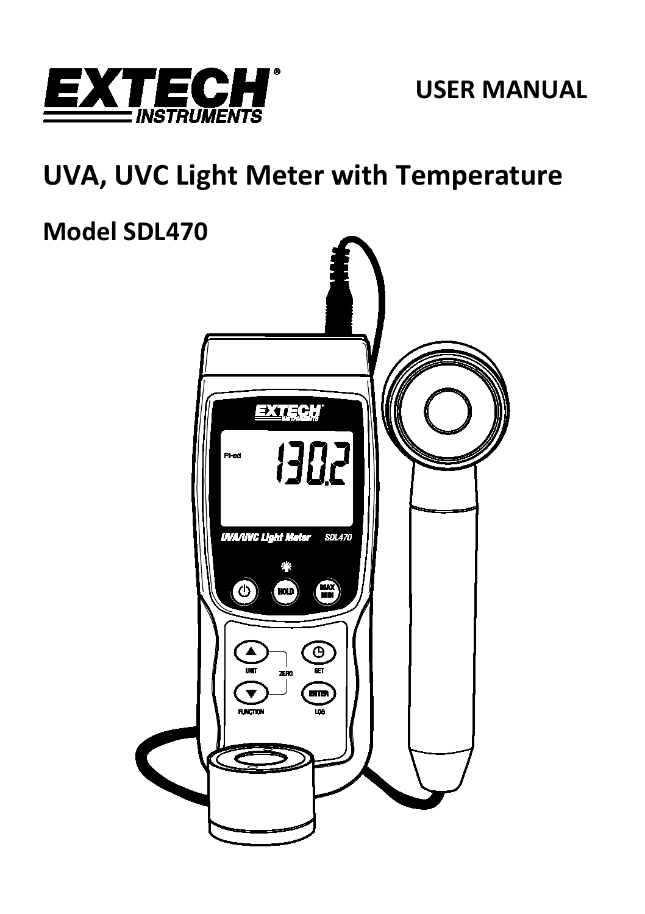USER MANUAL

# UVA, UVC Light Meter with Temperature

## Model SDL470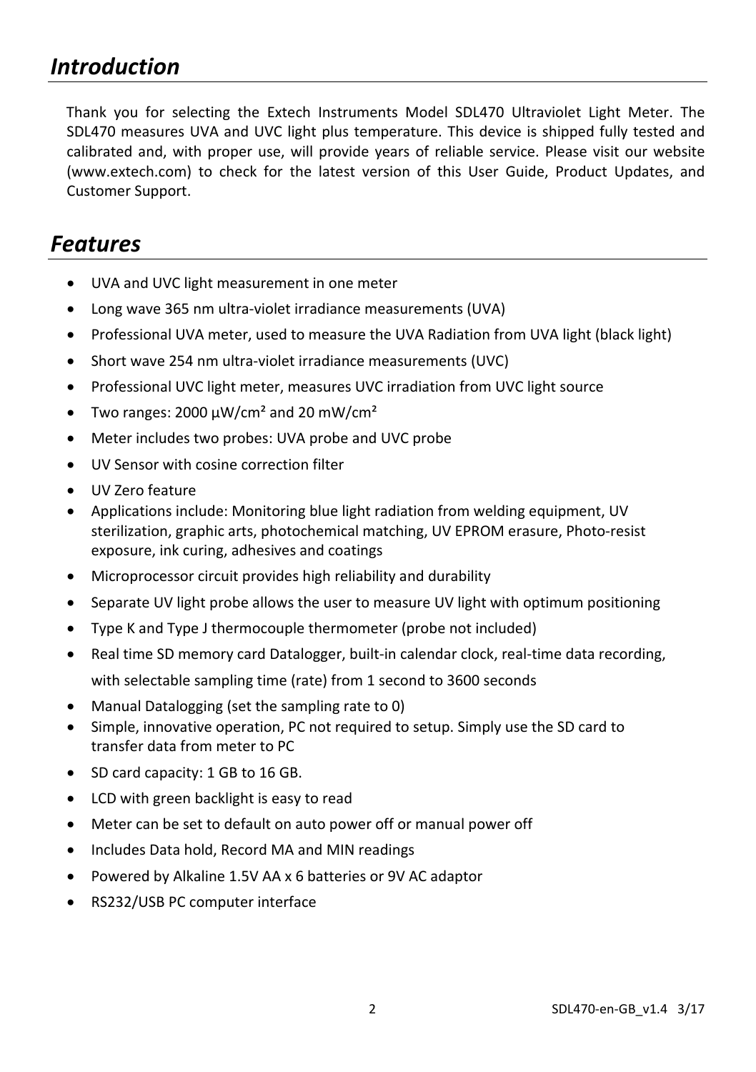# *Introduction*

Thank you for selecting the Extech Instruments Model SDL470 Ultraviolet Light Meter. The SDL470 measures UVA and UVC light plus temperature. This device is shipped fully tested and calibrated and, with proper use, will provide years of reliable service. Please visit our website (www.extech.com) to check for the latest version of this User Guide, Product Updates, and Customer Support.

# *Features*

- UVA and UVC light measurement in one meter
- Long wave 365 nm ultra-violet irradiance measurements (UVA)
- Professional UVA meter, used to measure the UVA Radiation from UVA light (black light)
- Short wave 254 nm ultra-violet irradiance measurements (UVC)
- Professional UVC light meter, measures UVC irradiation from UVC light source
- Two ranges: 2000 µW/cm² and 20 mW/cm²
- Meter includes two probes: UVA probe and UVC probe
- UV Sensor with cosine correction filter
- UV Zero feature
- Applications include: Monitoring blue light radiation from welding equipment, UV sterilization, graphic arts, photochemical matching, UV EPROM erasure, Photo-resist exposure, ink curing, adhesives and coatings
- Microprocessor circuit provides high reliability and durability
- Separate UV light probe allows the user to measure UV light with optimum positioning
- Type K and Type J thermocouple thermometer (probe not included)
- Real time SD memory card Datalogger, built-in calendar clock, real-time data recording, with selectable sampling time (rate) from 1 second to 3600 seconds
- Manual Datalogging (set the sampling rate to 0)
- Simple, innovative operation, PC not required to setup. Simply use the SD card to transfer data from meter to PC
- SD card capacity: 1 GB to 16 GB.
- LCD with green backlight is easy to read
- Meter can be set to default on auto power off or manual power off
- Includes Data hold, Record MA and MIN readings
- Powered by Alkaline 1.5V AA x 6 batteries or 9V AC adaptor
- RS232/USB PC computer interface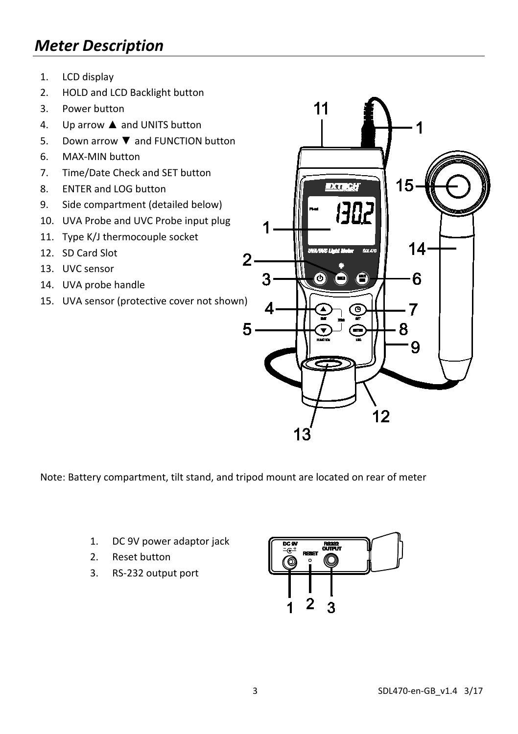## *Meter Description*

1. LCD display
2. HOLD and LCD Backlight button
3. Power button
4. Up arrow ▲ and UNITS button
5. Down arrow ▼ and FUNCTION button
6. MAX-MIN button
7. Time/Date Check and SET button
8. ENTER and LOG button
9. Side compartment (detailed below)
10. UVA Probe and UVC Probe input plug
11. Type K/J thermocouple socket
12. SD Card Slot
13. UVC sensor
14. UVA probe handle
15. UVA sensor (protective cover not shown)

Note: Battery compartment, tilt stand, and tripod mount are located on rear of meter

1. DC 9V power adaptor jack
2. Reset button
3. RS-232 output port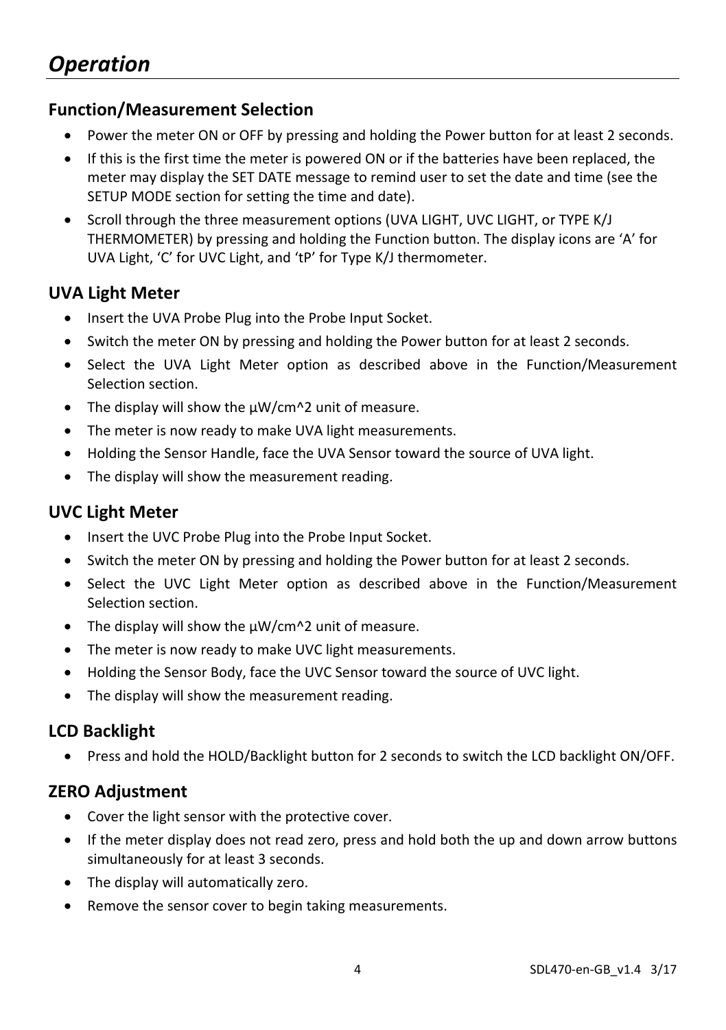# *Operation*

## Function/Measurement Selection

- Power the meter ON or OFF by pressing and holding the Power button for at least 2 seconds.
- If this is the first time the meter is powered ON or if the batteries have been replaced, the meter may display the SET DATE message to remind user to set the date and time (see the SETUP MODE section for setting the time and date).
- Scroll through the three measurement options (UVA LIGHT, UVC LIGHT, or TYPE K/J THERMOMETER) by pressing and holding the Function button. The display icons are 'A' for UVA Light, 'C' for UVC Light, and 'tP' for Type K/J thermometer.

## UVA Light Meter

- Insert the UVA Probe Plug into the Probe Input Socket.
- Switch the meter ON by pressing and holding the Power button for at least 2 seconds.
- Select the UVA Light Meter option as described above in the Function/Measurement Selection section.
- The display will show the µW/cm^2 unit of measure.
- The meter is now ready to make UVA light measurements.
- Holding the Sensor Handle, face the UVA Sensor toward the source of UVA light.
- The display will show the measurement reading.

## UVC Light Meter

- Insert the UVC Probe Plug into the Probe Input Socket.
- Switch the meter ON by pressing and holding the Power button for at least 2 seconds.
- Select the UVC Light Meter option as described above in the Function/Measurement Selection section.
- The display will show the µW/cm^2 unit of measure.
- The meter is now ready to make UVC light measurements.
- Holding the Sensor Body, face the UVC Sensor toward the source of UVC light.
- The display will show the measurement reading.

## LCD Backlight

- Press and hold the HOLD/Backlight button for 2 seconds to switch the LCD backlight ON/OFF.

## ZERO Adjustment

- Cover the light sensor with the protective cover.
- If the meter display does not read zero, press and hold both the up and down arrow buttons simultaneously for at least 3 seconds.
- The display will automatically zero.
- Remove the sensor cover to begin taking measurements.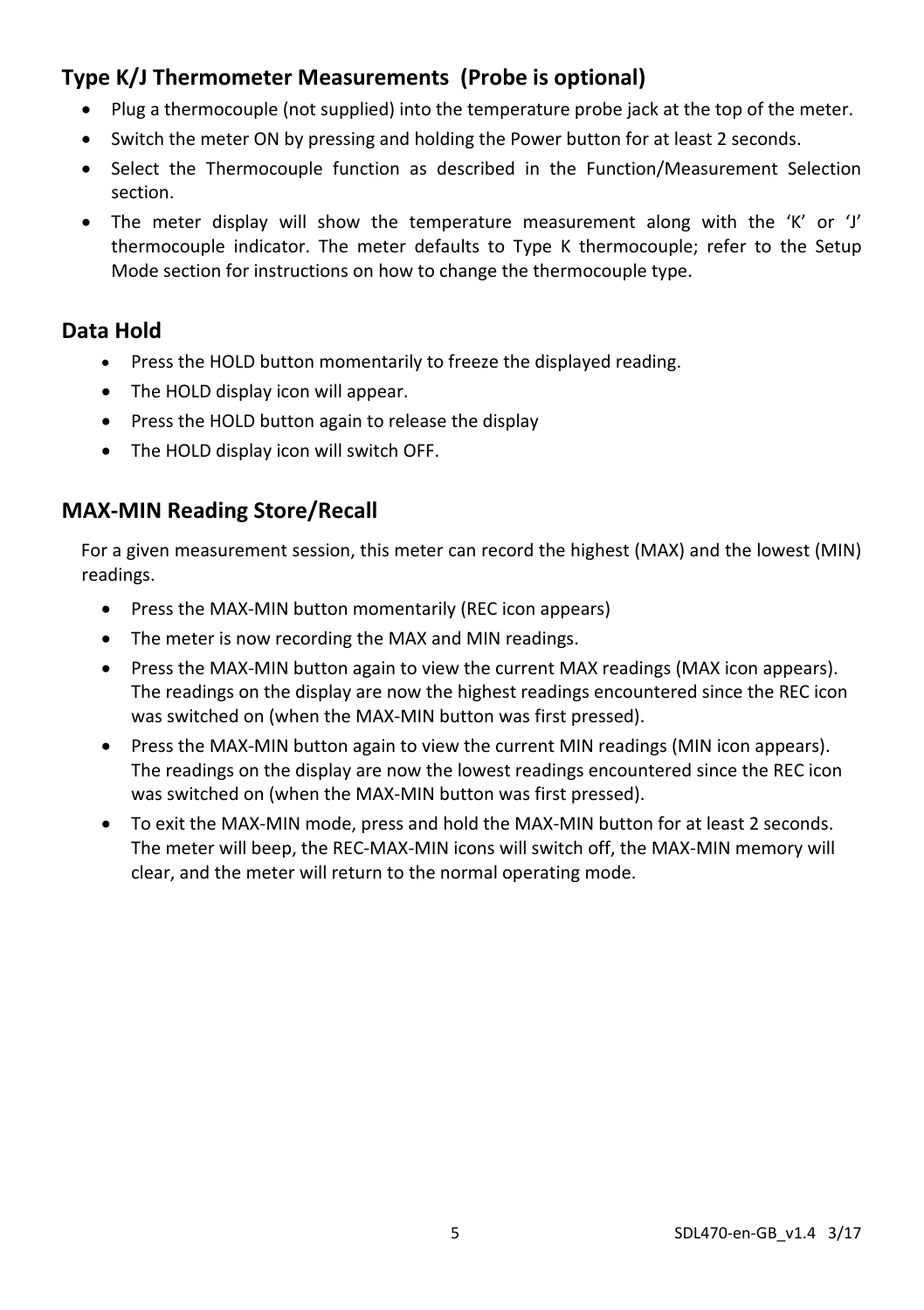## Type K/J Thermometer Measurements (Probe is optional)

- Plug a thermocouple (not supplied) into the temperature probe jack at the top of the meter.
- Switch the meter ON by pressing and holding the Power button for at least 2 seconds.
- Select the Thermocouple function as described in the Function/Measurement Selection section.
- The meter display will show the temperature measurement along with the 'K' or 'J' thermocouple indicator. The meter defaults to Type K thermocouple; refer to the Setup Mode section for instructions on how to change the thermocouple type.

## Data Hold

- Press the HOLD button momentarily to freeze the displayed reading.
- The HOLD display icon will appear.
- Press the HOLD button again to release the display
- The HOLD display icon will switch OFF.

## MAX-MIN Reading Store/Recall

For a given measurement session, this meter can record the highest (MAX) and the lowest (MIN) readings.

- Press the MAX-MIN button momentarily (REC icon appears)
- The meter is now recording the MAX and MIN readings.
- Press the MAX-MIN button again to view the current MAX readings (MAX icon appears). The readings on the display are now the highest readings encountered since the REC icon was switched on (when the MAX-MIN button was first pressed).
- Press the MAX-MIN button again to view the current MIN readings (MIN icon appears). The readings on the display are now the lowest readings encountered since the REC icon was switched on (when the MAX-MIN button was first pressed).
- To exit the MAX-MIN mode, press and hold the MAX-MIN button for at least 2 seconds. The meter will beep, the REC-MAX-MIN icons will switch off, the MAX-MIN memory will clear, and the meter will return to the normal operating mode.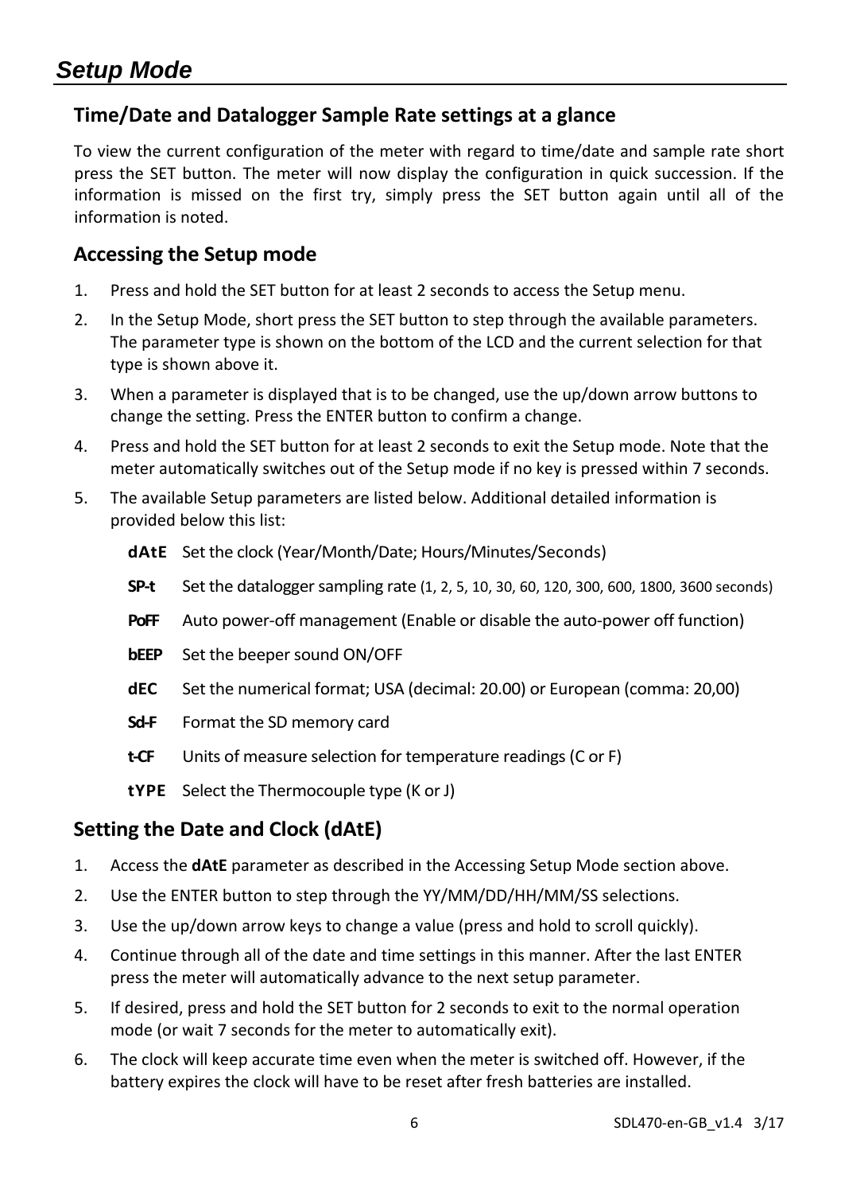# *Setup Mode*

## Time/Date and Datalogger Sample Rate settings at a glance

To view the current configuration of the meter with regard to time/date and sample rate short press the SET button. The meter will now display the configuration in quick succession. If the information is missed on the first try, simply press the SET button again until all of the information is noted.

## Accessing the Setup mode

1. Press and hold the SET button for at least 2 seconds to access the Setup menu.
2. In the Setup Mode, short press the SET button to step through the available parameters. The parameter type is shown on the bottom of the LCD and the current selection for that type is shown above it.
3. When a parameter is displayed that is to be changed, use the up/down arrow buttons to change the setting. Press the ENTER button to confirm a change.
4. Press and hold the SET button for at least 2 seconds to exit the Setup mode. Note that the meter automatically switches out of the Setup mode if no key is pressed within 7 seconds.
5. The available Setup parameters are listed below. Additional detailed information is provided below this list:

   **dAtE** Set the clock (Year/Month/Date; Hours/Minutes/Seconds)

   **SP-t** Set the datalogger sampling rate (1, 2, 5, 10, 30, 60, 120, 300, 600, 1800, 3600 seconds)

   **PoFF** Auto power-off management (Enable or disable the auto-power off function)

   **bEEP** Set the beeper sound ON/OFF

   **dEC** Set the numerical format; USA (decimal: 20.00) or European (comma: 20,00)

   **Sd-F** Format the SD memory card

   **t-CF** Units of measure selection for temperature readings (C or F)

   **tYPE** Select the Thermocouple type (K or J)

## Setting the Date and Clock (dAtE)

1. Access the **dAtE** parameter as described in the Accessing Setup Mode section above.
2. Use the ENTER button to step through the YY/MM/DD/HH/MM/SS selections.
3. Use the up/down arrow keys to change a value (press and hold to scroll quickly).
4. Continue through all of the date and time settings in this manner. After the last ENTER press the meter will automatically advance to the next setup parameter.
5. If desired, press and hold the SET button for 2 seconds to exit to the normal operation mode (or wait 7 seconds for the meter to automatically exit).
6. The clock will keep accurate time even when the meter is switched off. However, if the battery expires the clock will have to be reset after fresh batteries are installed.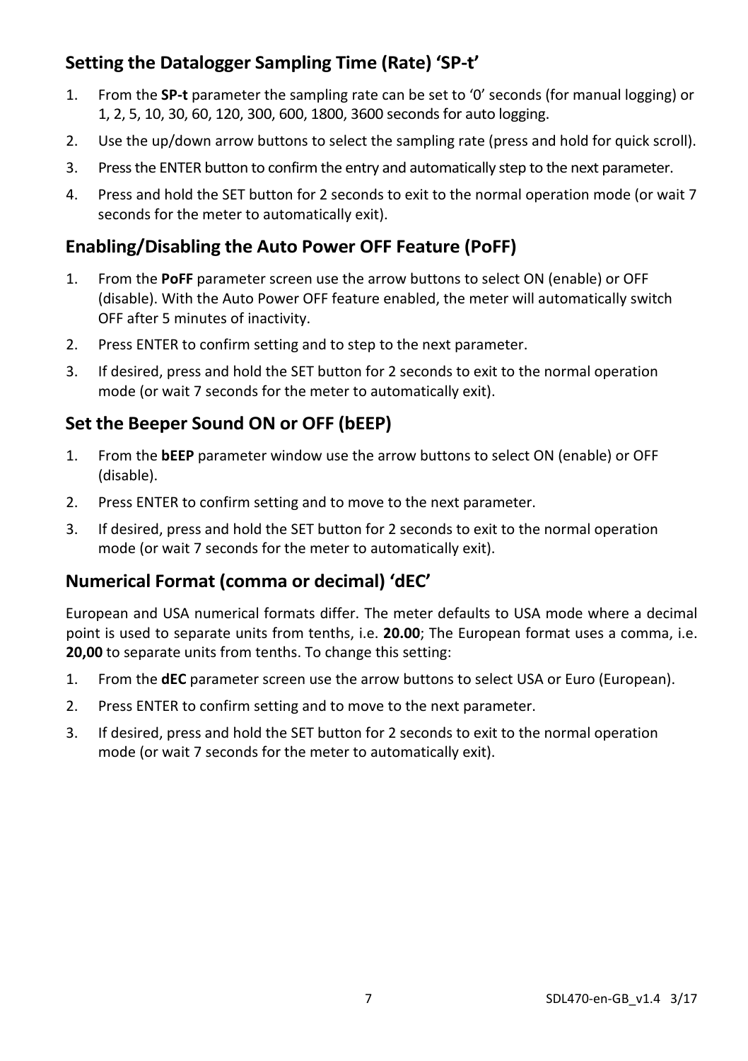## Setting the Datalogger Sampling Time (Rate) 'SP-t'

1. From the **SP-t** parameter the sampling rate can be set to '0' seconds (for manual logging) or 1, 2, 5, 10, 30, 60, 120, 300, 600, 1800, 3600 seconds for auto logging.
2. Use the up/down arrow buttons to select the sampling rate (press and hold for quick scroll).
3. Press the ENTER button to confirm the entry and automatically step to the next parameter.
4. Press and hold the SET button for 2 seconds to exit to the normal operation mode (or wait 7 seconds for the meter to automatically exit).

## Enabling/Disabling the Auto Power OFF Feature (PoFF)

1. From the **PoFF** parameter screen use the arrow buttons to select ON (enable) or OFF (disable). With the Auto Power OFF feature enabled, the meter will automatically switch OFF after 5 minutes of inactivity.
2. Press ENTER to confirm setting and to step to the next parameter.
3. If desired, press and hold the SET button for 2 seconds to exit to the normal operation mode (or wait 7 seconds for the meter to automatically exit).

## Set the Beeper Sound ON or OFF (bEEP)

1. From the **bEEP** parameter window use the arrow buttons to select ON (enable) or OFF (disable).
2. Press ENTER to confirm setting and to move to the next parameter.
3. If desired, press and hold the SET button for 2 seconds to exit to the normal operation mode (or wait 7 seconds for the meter to automatically exit).

## Numerical Format (comma or decimal) 'dEC'

European and USA numerical formats differ. The meter defaults to USA mode where a decimal point is used to separate units from tenths, i.e. **20.00**; The European format uses a comma, i.e. **20,00** to separate units from tenths. To change this setting:

1. From the **dEC** parameter screen use the arrow buttons to select USA or Euro (European).
2. Press ENTER to confirm setting and to move to the next parameter.
3. If desired, press and hold the SET button for 2 seconds to exit to the normal operation mode (or wait 7 seconds for the meter to automatically exit).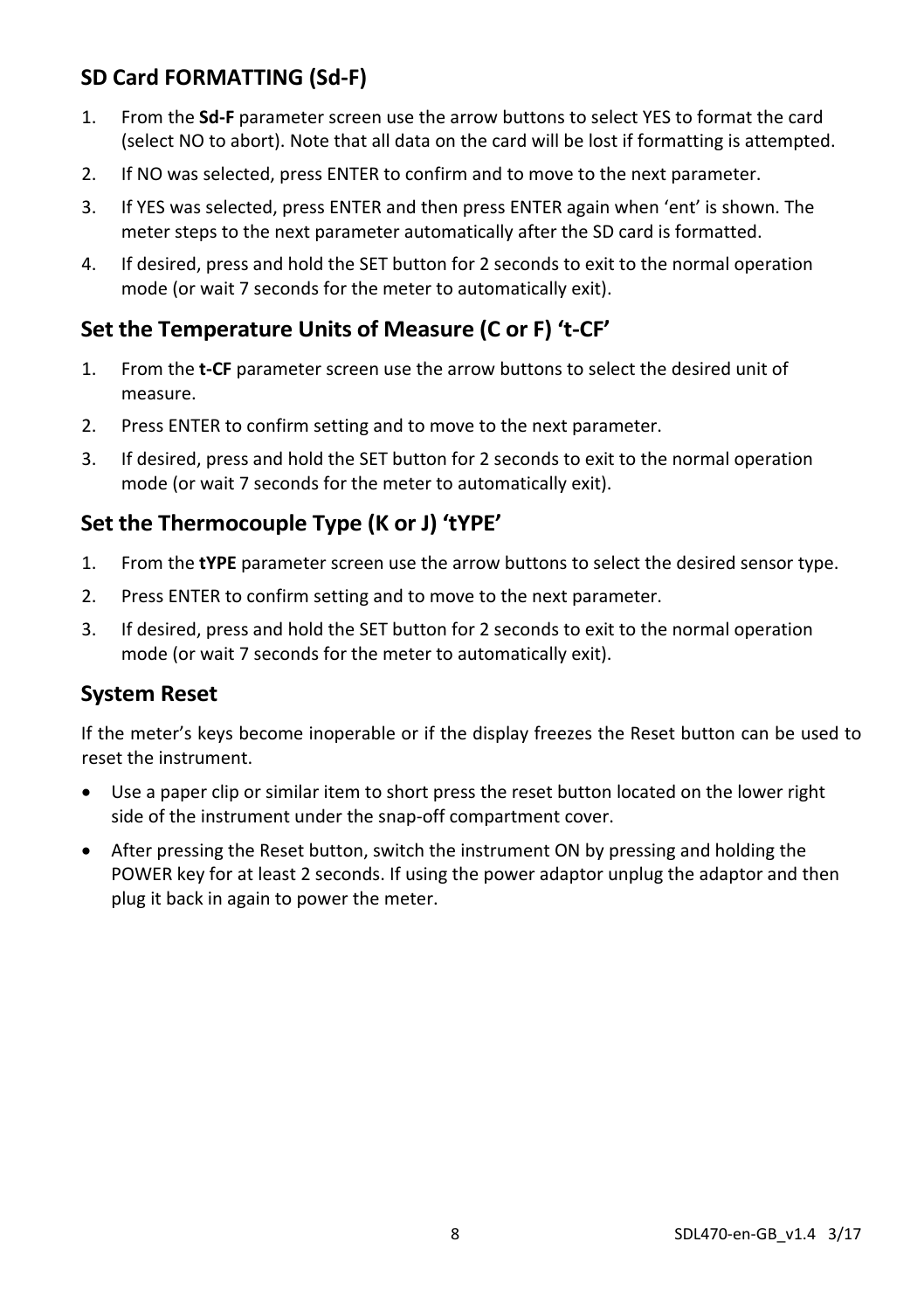## SD Card FORMATTING (Sd-F)

1. From the **Sd-F** parameter screen use the arrow buttons to select YES to format the card (select NO to abort). Note that all data on the card will be lost if formatting is attempted.
2. If NO was selected, press ENTER to confirm and to move to the next parameter.
3. If YES was selected, press ENTER and then press ENTER again when 'ent' is shown. The meter steps to the next parameter automatically after the SD card is formatted.
4. If desired, press and hold the SET button for 2 seconds to exit to the normal operation mode (or wait 7 seconds for the meter to automatically exit).

## Set the Temperature Units of Measure (C or F) 't-CF'

1. From the **t-CF** parameter screen use the arrow buttons to select the desired unit of measure.
2. Press ENTER to confirm setting and to move to the next parameter.
3. If desired, press and hold the SET button for 2 seconds to exit to the normal operation mode (or wait 7 seconds for the meter to automatically exit).

## Set the Thermocouple Type (K or J) 'tYPE'

1. From the **tYPE** parameter screen use the arrow buttons to select the desired sensor type.
2. Press ENTER to confirm setting and to move to the next parameter.
3. If desired, press and hold the SET button for 2 seconds to exit to the normal operation mode (or wait 7 seconds for the meter to automatically exit).

## System Reset

If the meter's keys become inoperable or if the display freezes the Reset button can be used to reset the instrument.

- Use a paper clip or similar item to short press the reset button located on the lower right side of the instrument under the snap-off compartment cover.
- After pressing the Reset button, switch the instrument ON by pressing and holding the POWER key for at least 2 seconds. If using the power adaptor unplug the adaptor and then plug it back in again to power the meter.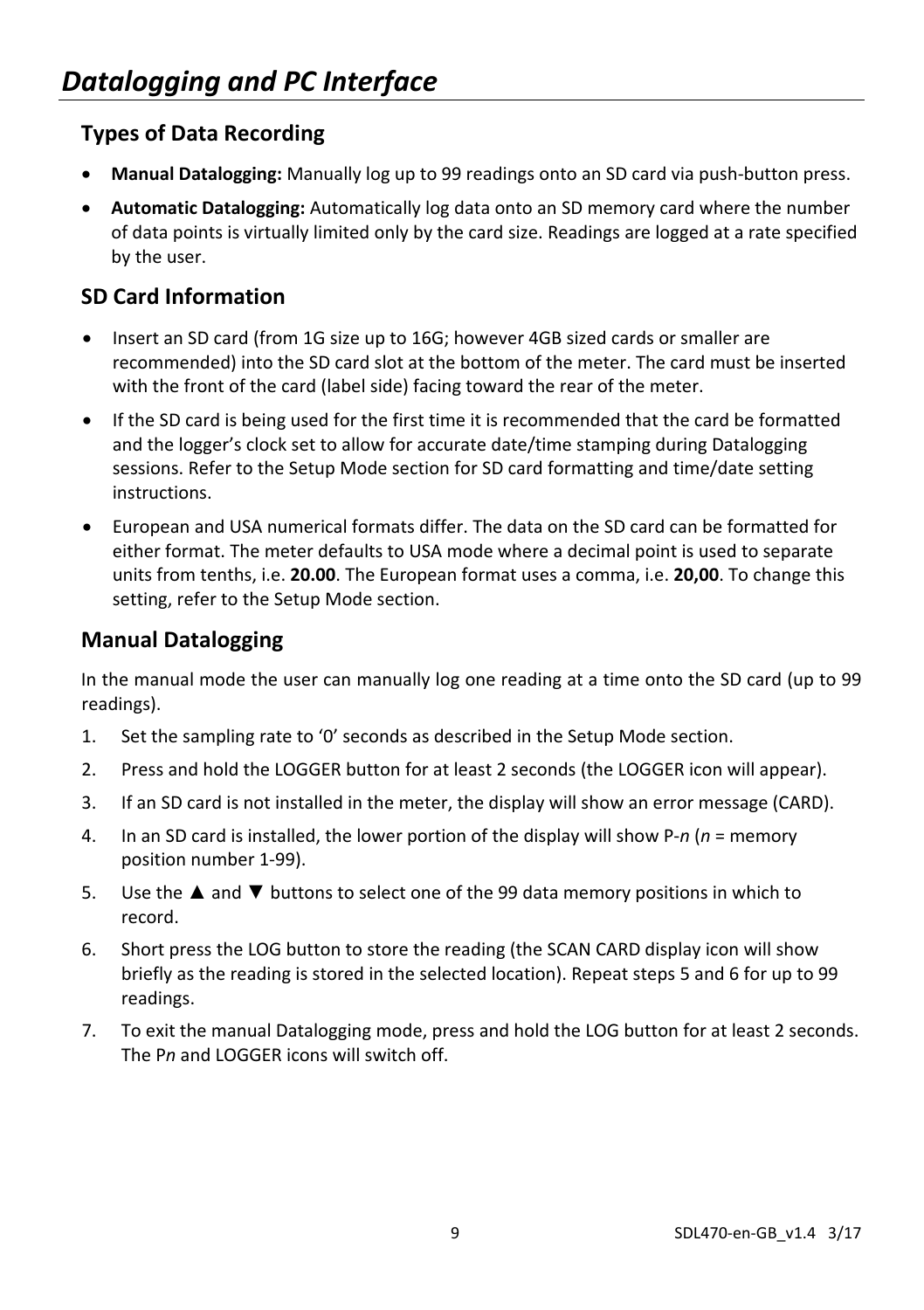# *Datalogging and PC Interface*

## Types of Data Recording

- **Manual Datalogging:** Manually log up to 99 readings onto an SD card via push-button press.
- **Automatic Datalogging:** Automatically log data onto an SD memory card where the number of data points is virtually limited only by the card size. Readings are logged at a rate specified by the user.

## SD Card Information

- Insert an SD card (from 1G size up to 16G; however 4GB sized cards or smaller are recommended) into the SD card slot at the bottom of the meter. The card must be inserted with the front of the card (label side) facing toward the rear of the meter.
- If the SD card is being used for the first time it is recommended that the card be formatted and the logger's clock set to allow for accurate date/time stamping during Datalogging sessions. Refer to the Setup Mode section for SD card formatting and time/date setting instructions.
- European and USA numerical formats differ. The data on the SD card can be formatted for either format. The meter defaults to USA mode where a decimal point is used to separate units from tenths, i.e. **20.00**. The European format uses a comma, i.e. **20,00**. To change this setting, refer to the Setup Mode section.

## Manual Datalogging

In the manual mode the user can manually log one reading at a time onto the SD card (up to 99 readings).

1. Set the sampling rate to '0' seconds as described in the Setup Mode section.
2. Press and hold the LOGGER button for at least 2 seconds (the LOGGER icon will appear).
3. If an SD card is not installed in the meter, the display will show an error message (CARD).
4. In an SD card is installed, the lower portion of the display will show P-*n* (*n* = memory position number 1-99).
5. Use the ▲ and ▼ buttons to select one of the 99 data memory positions in which to record.
6. Short press the LOG button to store the reading (the SCAN CARD display icon will show briefly as the reading is stored in the selected location). Repeat steps 5 and 6 for up to 99 readings.
7. To exit the manual Datalogging mode, press and hold the LOG button for at least 2 seconds. The P*n* and LOGGER icons will switch off.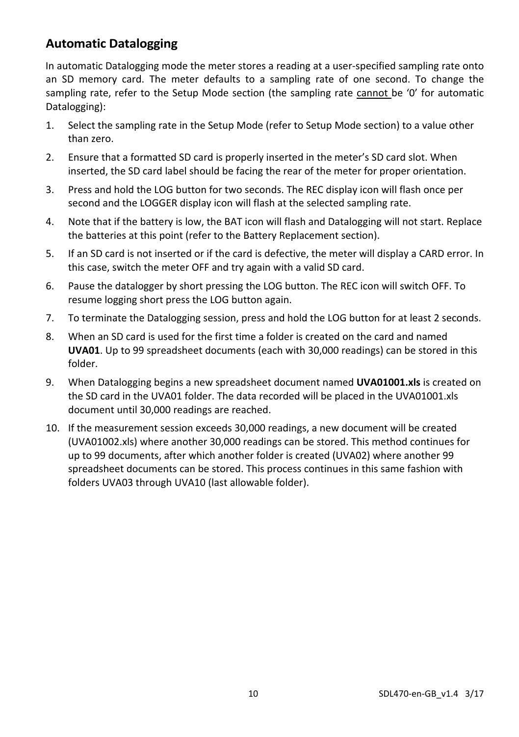## Automatic Datalogging

In automatic Datalogging mode the meter stores a reading at a user-specified sampling rate onto an SD memory card. The meter defaults to a sampling rate of one second. To change the sampling rate, refer to the Setup Mode section (the sampling rate cannot be '0' for automatic Datalogging):

1. Select the sampling rate in the Setup Mode (refer to Setup Mode section) to a value other than zero.
2. Ensure that a formatted SD card is properly inserted in the meter's SD card slot. When inserted, the SD card label should be facing the rear of the meter for proper orientation.
3. Press and hold the LOG button for two seconds. The REC display icon will flash once per second and the LOGGER display icon will flash at the selected sampling rate.
4. Note that if the battery is low, the BAT icon will flash and Datalogging will not start. Replace the batteries at this point (refer to the Battery Replacement section).
5. If an SD card is not inserted or if the card is defective, the meter will display a CARD error. In this case, switch the meter OFF and try again with a valid SD card.
6. Pause the datalogger by short pressing the LOG button. The REC icon will switch OFF. To resume logging short press the LOG button again.
7. To terminate the Datalogging session, press and hold the LOG button for at least 2 seconds.
8. When an SD card is used for the first time a folder is created on the card and named **UVA01**. Up to 99 spreadsheet documents (each with 30,000 readings) can be stored in this folder.
9. When Datalogging begins a new spreadsheet document named **UVA01001.xls** is created on the SD card in the UVA01 folder. The data recorded will be placed in the UVA01001.xls document until 30,000 readings are reached.
10. If the measurement session exceeds 30,000 readings, a new document will be created (UVA01002.xls) where another 30,000 readings can be stored. This method continues for up to 99 documents, after which another folder is created (UVA02) where another 99 spreadsheet documents can be stored. This process continues in this same fashion with folders UVA03 through UVA10 (last allowable folder).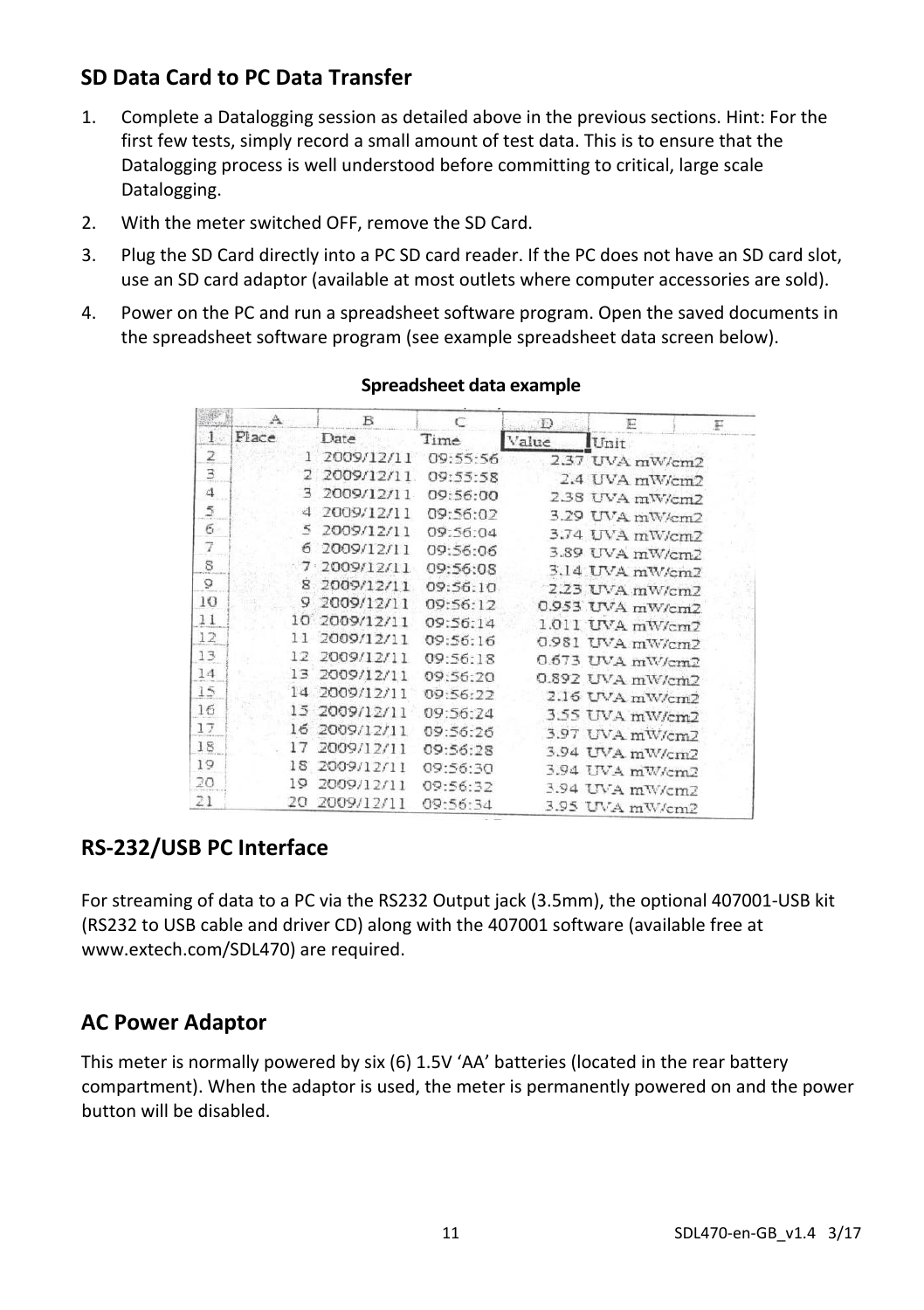## SD Data Card to PC Data Transfer

1. Complete a Datalogging session as detailed above in the previous sections. Hint: For the first few tests, simply record a small amount of test data. This is to ensure that the Datalogging process is well understood before committing to critical, large scale Datalogging.
2. With the meter switched OFF, remove the SD Card.
3. Plug the SD Card directly into a PC SD card reader. If the PC does not have an SD card slot, use an SD card adaptor (available at most outlets where computer accessories are sold).
4. Power on the PC and run a spreadsheet software program. Open the saved documents in the spreadsheet software program (see example spreadsheet data screen below).

**Spreadsheet data example**

| | A | B | C | D | E | F |
|---|---|---|---|---|---|---|
| 1 | Place | Date | Time | Value | Unit | |
| 2 | 1 | 2009/12/11 | 09:55:56 | 2.37 | UVA mW/cm2 | |
| 3 | 2 | 2009/12/11 | 09:55:58 | 2.4 | UVA mW/cm2 | |
| 4 | 3 | 2009/12/11 | 09:56:00 | 2.38 | UVA mW/cm2 | |
| 5 | 4 | 2009/12/11 | 09:56:02 | 3.29 | UVA mW/cm2 | |
| 6 | 5 | 2009/12/11 | 09:56:04 | 3.74 | UVA mW/cm2 | |
| 7 | 6 | 2009/12/11 | 09:56:06 | 3.89 | UVA mW/cm2 | |
| 8 | 7 | 2009/12/11 | 09:56:08 | 3.14 | UVA mW/cm2 | |
| 9 | 8 | 2009/12/11 | 09:56:10 | 2.23 | UVA mW/cm2 | |
| 10 | 9 | 2009/12/11 | 09:56:12 | 0.953 | UVA mW/cm2 | |
| 11 | 10 | 2009/12/11 | 09:56:14 | 1.011 | UVA mW/cm2 | |
| 12 | 11 | 2009/12/11 | 09:56:16 | 0.981 | UVA mW/cm2 | |
| 13 | 12 | 2009/12/11 | 09:56:18 | 0.673 | UVA mW/cm2 | |
| 14 | 13 | 2009/12/11 | 09:56:20 | 0.892 | UVA mW/cm2 | |
| 15 | 14 | 2009/12/11 | 09:56:22 | 2.16 | UVA mW/cm2 | |
| 16 | 15 | 2009/12/11 | 09:56:24 | 3.55 | UVA mW/cm2 | |
| 17 | 16 | 2009/12/11 | 09:56:26 | 3.97 | UVA mW/cm2 | |
| 18 | 17 | 2009/12/11 | 09:56:28 | 3.94 | UVA mW/cm2 | |
| 19 | 18 | 2009/12/11 | 09:56:30 | 3.94 | UVA mW/cm2 | |
| 20 | 19 | 2009/12/11 | 09:56:32 | 3.94 | UVA mW/cm2 | |
| 21 | 20 | 2009/12/11 | 09:56:34 | 3.95 | UVA mW/cm2 | |

## RS-232/USB PC Interface

For streaming of data to a PC via the RS232 Output jack (3.5mm), the optional 407001-USB kit (RS232 to USB cable and driver CD) along with the 407001 software (available free at www.extech.com/SDL470) are required.

## AC Power Adaptor

This meter is normally powered by six (6) 1.5V 'AA' batteries (located in the rear battery compartment). When the adaptor is used, the meter is permanently powered on and the power button will be disabled.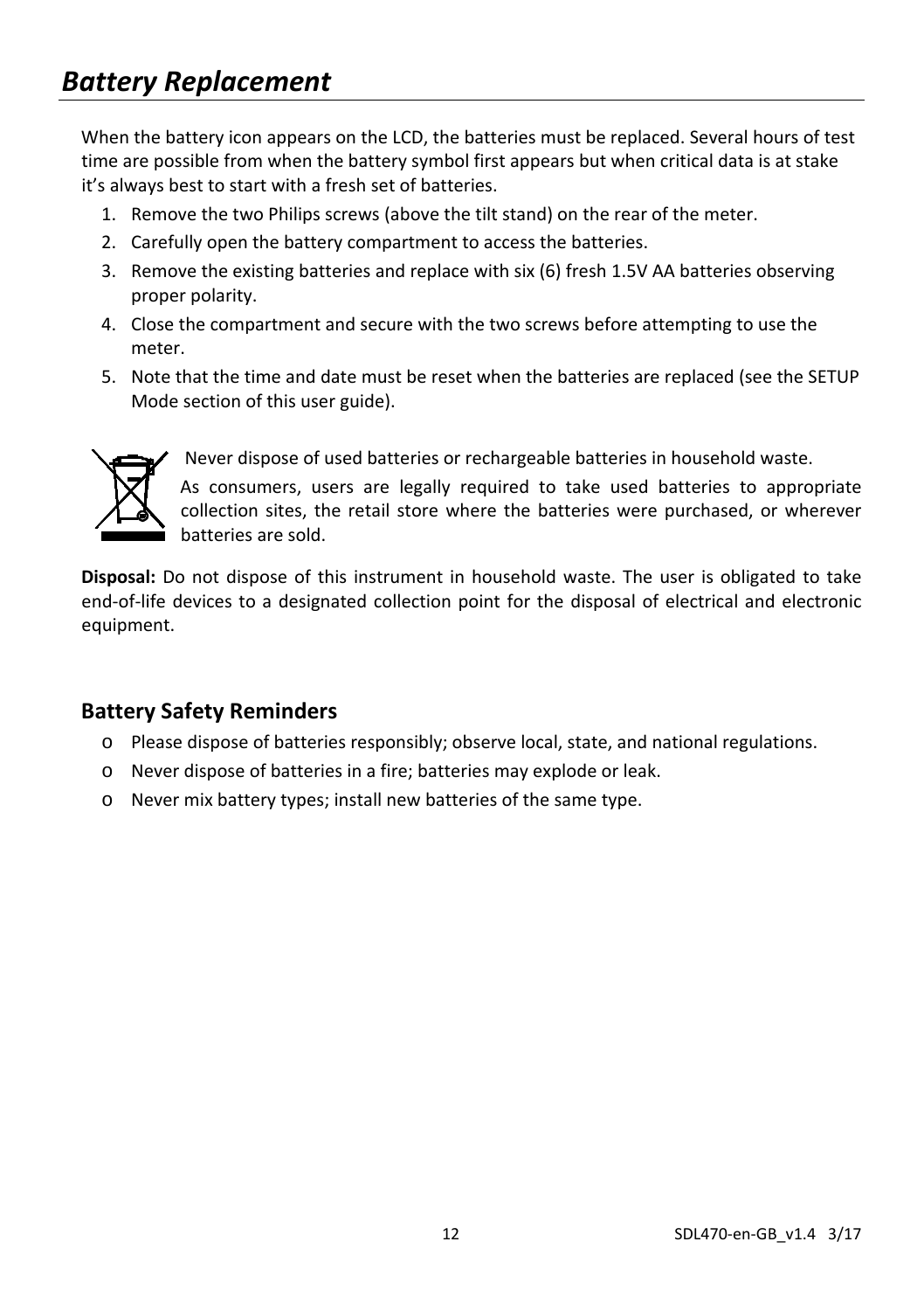# *Battery Replacement*

When the battery icon appears on the LCD, the batteries must be replaced. Several hours of test time are possible from when the battery symbol first appears but when critical data is at stake it's always best to start with a fresh set of batteries.

1. Remove the two Philips screws (above the tilt stand) on the rear of the meter.
2. Carefully open the battery compartment to access the batteries.
3. Remove the existing batteries and replace with six (6) fresh 1.5V AA batteries observing proper polarity.
4. Close the compartment and secure with the two screws before attempting to use the meter.
5. Note that the time and date must be reset when the batteries are replaced (see the SETUP Mode section of this user guide).

Never dispose of used batteries or rechargeable batteries in household waste.

As consumers, users are legally required to take used batteries to appropriate collection sites, the retail store where the batteries were purchased, or wherever batteries are sold.

**Disposal:** Do not dispose of this instrument in household waste. The user is obligated to take end-of-life devices to a designated collection point for the disposal of electrical and electronic equipment.

## Battery Safety Reminders

- Please dispose of batteries responsibly; observe local, state, and national regulations.
- Never dispose of batteries in a fire; batteries may explode or leak.
- Never mix battery types; install new batteries of the same type.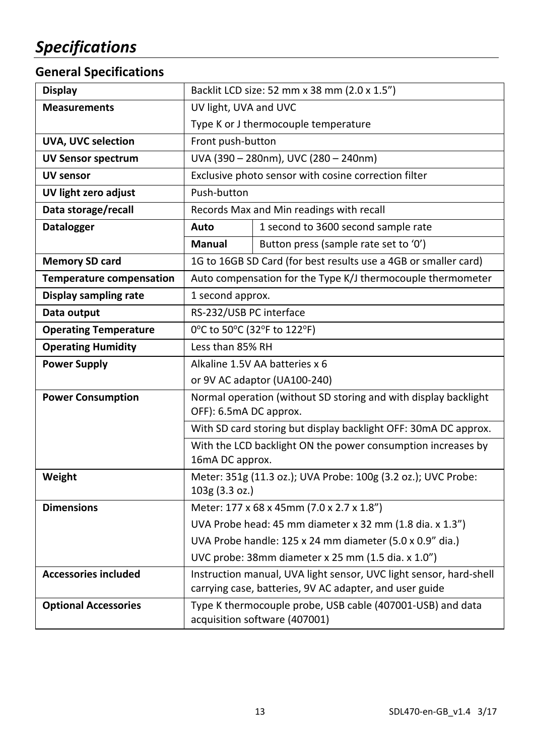# *Specifications*

## General Specifications

| | | |
|---|---|---|
| **Display** | Backlit LCD size: 52 mm x 38 mm (2.0 x 1.5") | |
| **Measurements** | UV light, UVA and UVC | |
| | Type K or J thermocouple temperature | |
| **UVA, UVC selection** | Front push-button | |
| **UV Sensor spectrum** | UVA (390 – 280nm), UVC (280 – 240nm) | |
| **UV sensor** | Exclusive photo sensor with cosine correction filter | |
| **UV light zero adjust** | Push-button | |
| **Data storage/recall** | Records Max and Min readings with recall | |
| **Datalogger** | **Auto** | 1 second to 3600 second sample rate |
| | **Manual** | Button press (sample rate set to '0') |
| **Memory SD card** | 1G to 16GB SD Card (for best results use a 4GB or smaller card) | |
| **Temperature compensation** | Auto compensation for the Type K/J thermocouple thermometer | |
| **Display sampling rate** | 1 second approx. | |
| **Data output** | RS-232/USB PC interface | |
| **Operating Temperature** | 0°C to 50°C (32°F to 122°F) | |
| **Operating Humidity** | Less than 85% RH | |
| **Power Supply** | Alkaline 1.5V AA batteries x 6 | |
| | or 9V AC adaptor (UA100-240) | |
| **Power Consumption** | Normal operation (without SD storing and with display backlight OFF): 6.5mA DC approx. | |
| | With SD card storing but display backlight OFF: 30mA DC approx. | |
| | With the LCD backlight ON the power consumption increases by 16mA DC approx. | |
| **Weight** | Meter: 351g (11.3 oz.); UVA Probe: 100g (3.2 oz.); UVC Probe: 103g (3.3 oz.) | |
| **Dimensions** | Meter: 177 x 68 x 45mm (7.0 x 2.7 x 1.8") | |
| | UVA Probe head: 45 mm diameter x 32 mm (1.8 dia. x 1.3") | |
| | UVA Probe handle: 125 x 24 mm diameter (5.0 x 0.9" dia.) | |
| | UVC probe: 38mm diameter x 25 mm (1.5 dia. x 1.0") | |
| **Accessories included** | Instruction manual, UVA light sensor, UVC light sensor, hard-shell carrying case, batteries, 9V AC adapter, and user guide | |
| **Optional Accessories** | Type K thermocouple probe, USB cable (407001-USB) and data acquisition software (407001) | |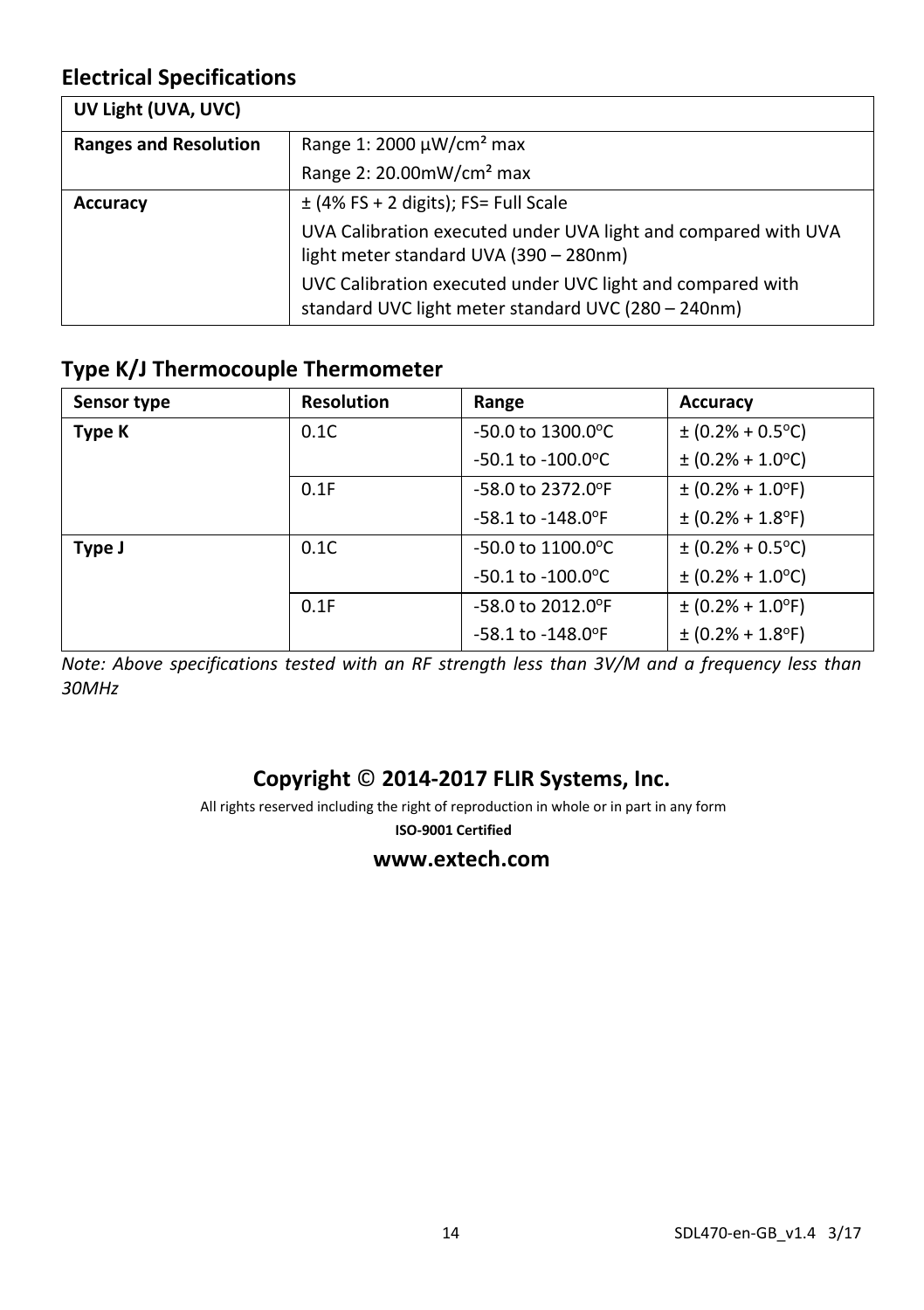## Electrical Specifications

| UV Light (UVA, UVC) | |
|---|---|
| **Ranges and Resolution** | Range 1: 2000 µW/cm² max<br>Range 2: 20.00mW/cm² max |
| **Accuracy** | ± (4% FS + 2 digits); FS= Full Scale<br>UVA Calibration executed under UVA light and compared with UVA light meter standard UVA (390 – 280nm)<br>UVC Calibration executed under UVC light and compared with standard UVC light meter standard UVC (280 – 240nm) |

## Type K/J Thermocouple Thermometer

| Sensor type | Resolution | Range | Accuracy |
|---|---|---|---|
| **Type K** | 0.1C | -50.0 to 1300.0°C | ± (0.2% + 0.5°C) |
| | | -50.1 to -100.0°C | ± (0.2% + 1.0°C) |
| | 0.1F | -58.0 to 2372.0°F | ± (0.2% + 1.0°F) |
| | | -58.1 to -148.0°F | ± (0.2% + 1.8°F) |
| **Type J** | 0.1C | -50.0 to 1100.0°C | ± (0.2% + 0.5°C) |
| | | -50.1 to -100.0°C | ± (0.2% + 1.0°C) |
| | 0.1F | -58.0 to 2012.0°F | ± (0.2% + 1.0°F) |
| | | -58.1 to -148.0°F | ± (0.2% + 1.8°F) |

*Note: Above specifications tested with an RF strength less than 3V/M and a frequency less than 30MHz*

**Copyright © 2014-2017 FLIR Systems, Inc.**

All rights reserved including the right of reproduction in whole or in part in any form

**ISO-9001 Certified**

**www.extech.com**